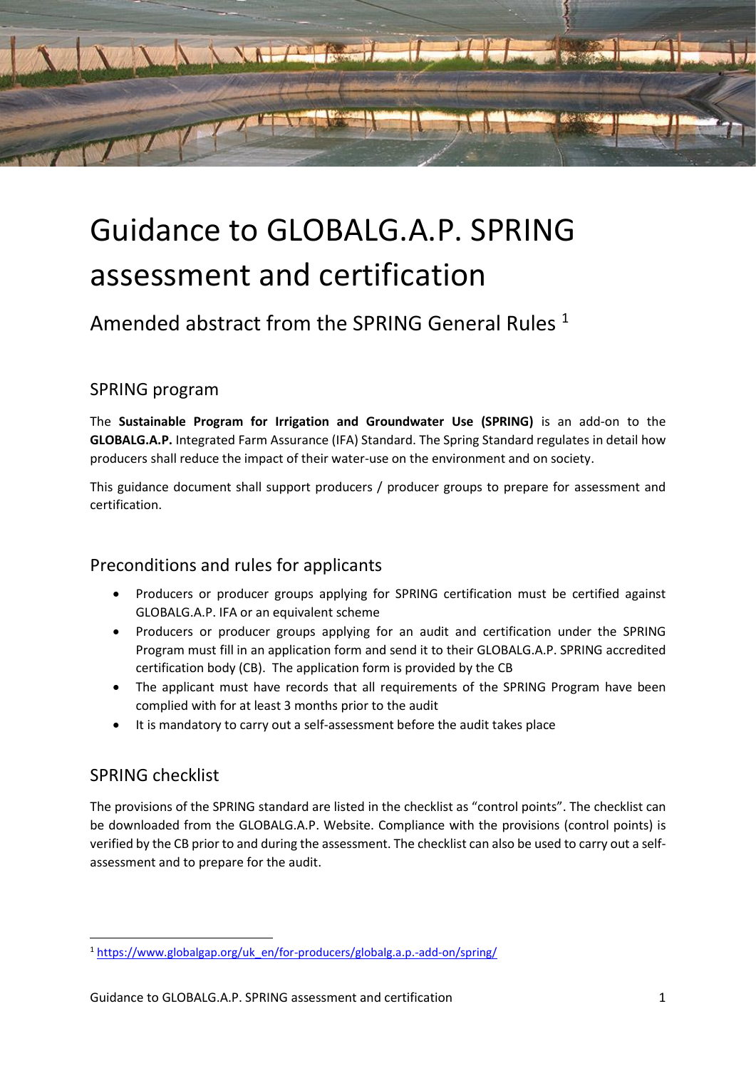# Guidance to GLOBALG.A.P. SPRING assessment and certification

## Amended abstract from the SPRING General Rules [1]

### SPRING program

The **Sustainable Program for Irrigation and Groundwater Use (SPRING)** is an add-on to the **GLOBALG.A.P.** Integrated Farm Assurance (IFA) Standard. The Spring Standard regulates in detail how producers shall reduce the impact of their water-use on the environment and on society.

This guidance document shall support producers / producer groups to prepare for assessment and certification.

### Preconditions and rules for applicants

- Producers or producer groups applying for SPRING certification must be certified against GLOBALG.A.P. IFA or an equivalent scheme
- Producers or producer groups applying for an audit and certification under the SPRING Program must fill in an application form and send it to their GLOBALG.A.P. SPRING accredited certification body (CB). The application form is provided by the CB
- The applicant must have records that all requirements of the SPRING Program have been complied with for at least 3 months prior to the audit
- It is mandatory to carry out a self-assessment before the audit takes place

### SPRING checklist

The provisions of the SPRING standard are listed in the checklist as "control points". The checklist can be downloaded from the GLOBALG.A.P. Website. Compliance with the provisions (control points) is verified by the CB prior to and during the assessment. The checklist can also be used to carry out a self-assessment and to prepare for the audit.

---

[1] https://www.globalgap.org/uk_en/for-producers/globalg.a.p.-add-on/spring/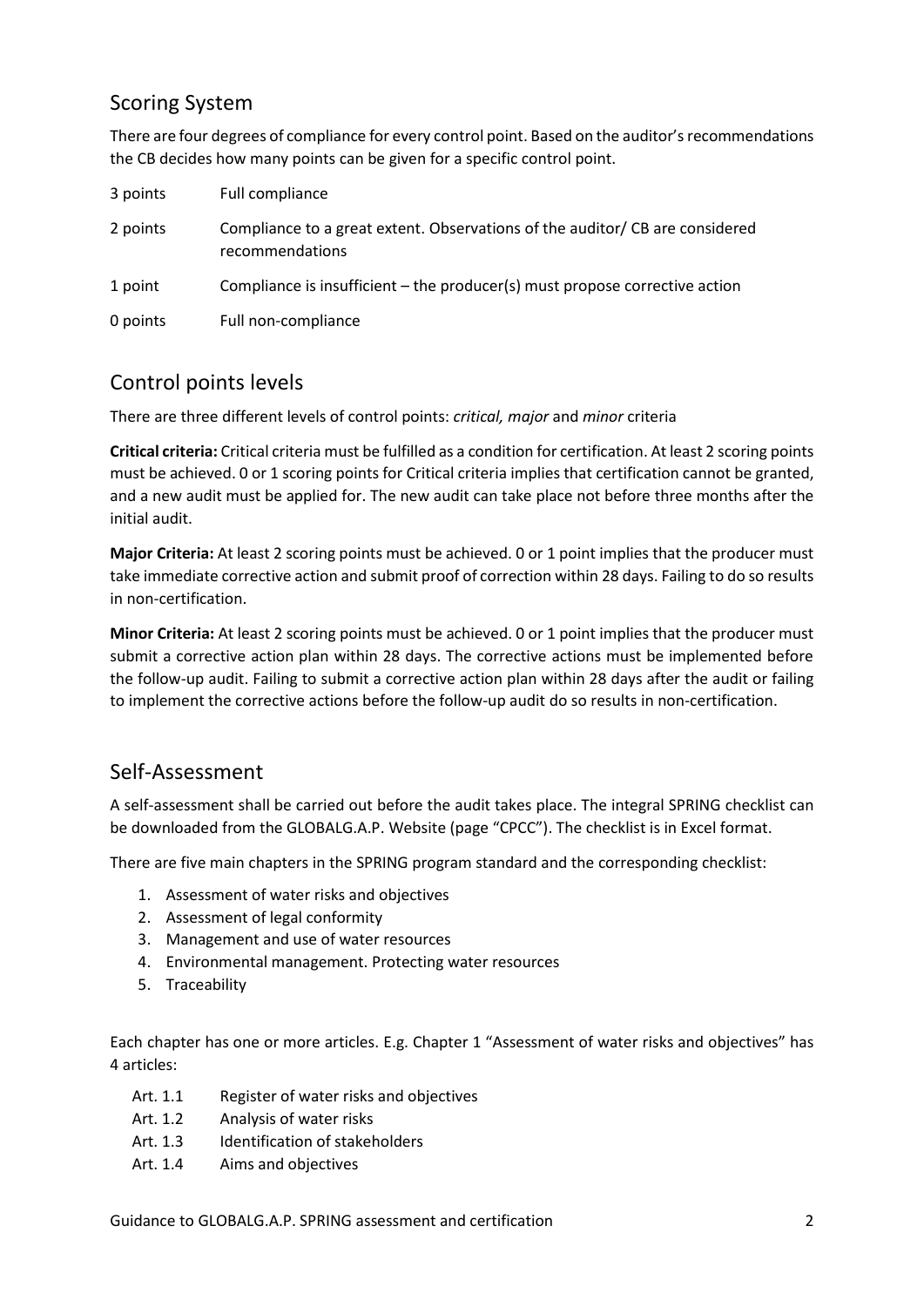## Scoring System

There are four degrees of compliance for every control point. Based on the auditor's recommendations the CB decides how many points can be given for a specific control point.

| | |
|---|---|
| 3 points | Full compliance |
| 2 points | Compliance to a great extent. Observations of the auditor/ CB are considered recommendations |
| 1 point | Compliance is insufficient – the producer(s) must propose corrective action |
| 0 points | Full non-compliance |

## Control points levels

There are three different levels of control points: *critical, major* and *minor* criteria

**Critical criteria:** Critical criteria must be fulfilled as a condition for certification. At least 2 scoring points must be achieved. 0 or 1 scoring points for Critical criteria implies that certification cannot be granted, and a new audit must be applied for. The new audit can take place not before three months after the initial audit.

**Major Criteria:** At least 2 scoring points must be achieved. 0 or 1 point implies that the producer must take immediate corrective action and submit proof of correction within 28 days. Failing to do so results in non-certification.

**Minor Criteria:** At least 2 scoring points must be achieved. 0 or 1 point implies that the producer must submit a corrective action plan within 28 days. The corrective actions must be implemented before the follow-up audit. Failing to submit a corrective action plan within 28 days after the audit or failing to implement the corrective actions before the follow-up audit do so results in non-certification.

## Self-Assessment

A self-assessment shall be carried out before the audit takes place. The integral SPRING checklist can be downloaded from the GLOBALG.A.P. Website (page "CPCC"). The checklist is in Excel format.

There are five main chapters in the SPRING program standard and the corresponding checklist:

1. Assessment of water risks and objectives
2. Assessment of legal conformity
3. Management and use of water resources
4. Environmental management. Protecting water resources
5. Traceability

Each chapter has one or more articles. E.g. Chapter 1 "Assessment of water risks and objectives" has 4 articles:

- Art. 1.1 Register of water risks and objectives
- Art. 1.2 Analysis of water risks
- Art. 1.3 Identification of stakeholders
- Art. 1.4 Aims and objectives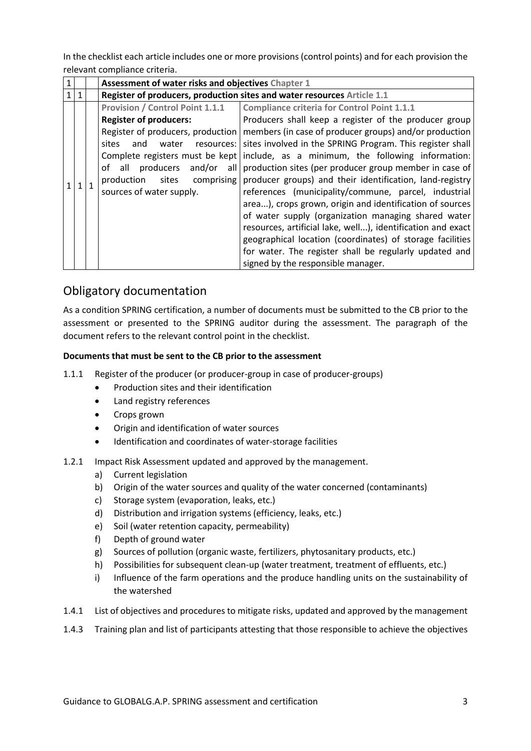In the checklist each article includes one or more provisions (control points) and for each provision the relevant compliance criteria.

| | | | | |
|---|---|---|---|---|
| 1 | | | **Assessment of water risks and objectives** Chapter 1 | |
| 1 | 1 | | **Register of producers, production sites and water resources** Article 1.1 | |
| 1 | 1 | 1 | Provision / Control Point 1.1.1<br>**Register of producers:**<br>Register of producers, production sites and water resources: Complete registers must be kept of all producers and/or all production sites comprising sources of water supply. | Compliance criteria for Control Point 1.1.1<br>Producers shall keep a register of the producer group members (in case of producer groups) and/or production sites involved in the SPRING Program. This register shall include, as a minimum, the following information: production sites (per producer group member in case of producer groups) and their identification, land-registry references (municipality/commune, parcel, industrial area...), crops grown, origin and identification of sources of water supply (organization managing shared water resources, artificial lake, well...), identification and exact geographical location (coordinates) of storage facilities for water. The register shall be regularly updated and signed by the responsible manager. |

## Obligatory documentation

As a condition SPRING certification, a number of documents must be submitted to the CB prior to the assessment or presented to the SPRING auditor during the assessment. The paragraph of the document refers to the relevant control point in the checklist.

**Documents that must be sent to the CB prior to the assessment**

1.1.1 Register of the producer (or producer-group in case of producer-groups)
- Production sites and their identification
- Land registry references
- Crops grown
- Origin and identification of water sources
- Identification and coordinates of water-storage facilities

1.2.1 Impact Risk Assessment updated and approved by the management.
- a) Current legislation
- b) Origin of the water sources and quality of the water concerned (contaminants)
- c) Storage system (evaporation, leaks, etc.)
- d) Distribution and irrigation systems (efficiency, leaks, etc.)
- e) Soil (water retention capacity, permeability)
- f) Depth of ground water
- g) Sources of pollution (organic waste, fertilizers, phytosanitary products, etc.)
- h) Possibilities for subsequent clean-up (water treatment, treatment of effluents, etc.)
- i) Influence of the farm operations and the produce handling units on the sustainability of the watershed

1.4.1 List of objectives and procedures to mitigate risks, updated and approved by the management

1.4.3 Training plan and list of participants attesting that those responsible to achieve the objectives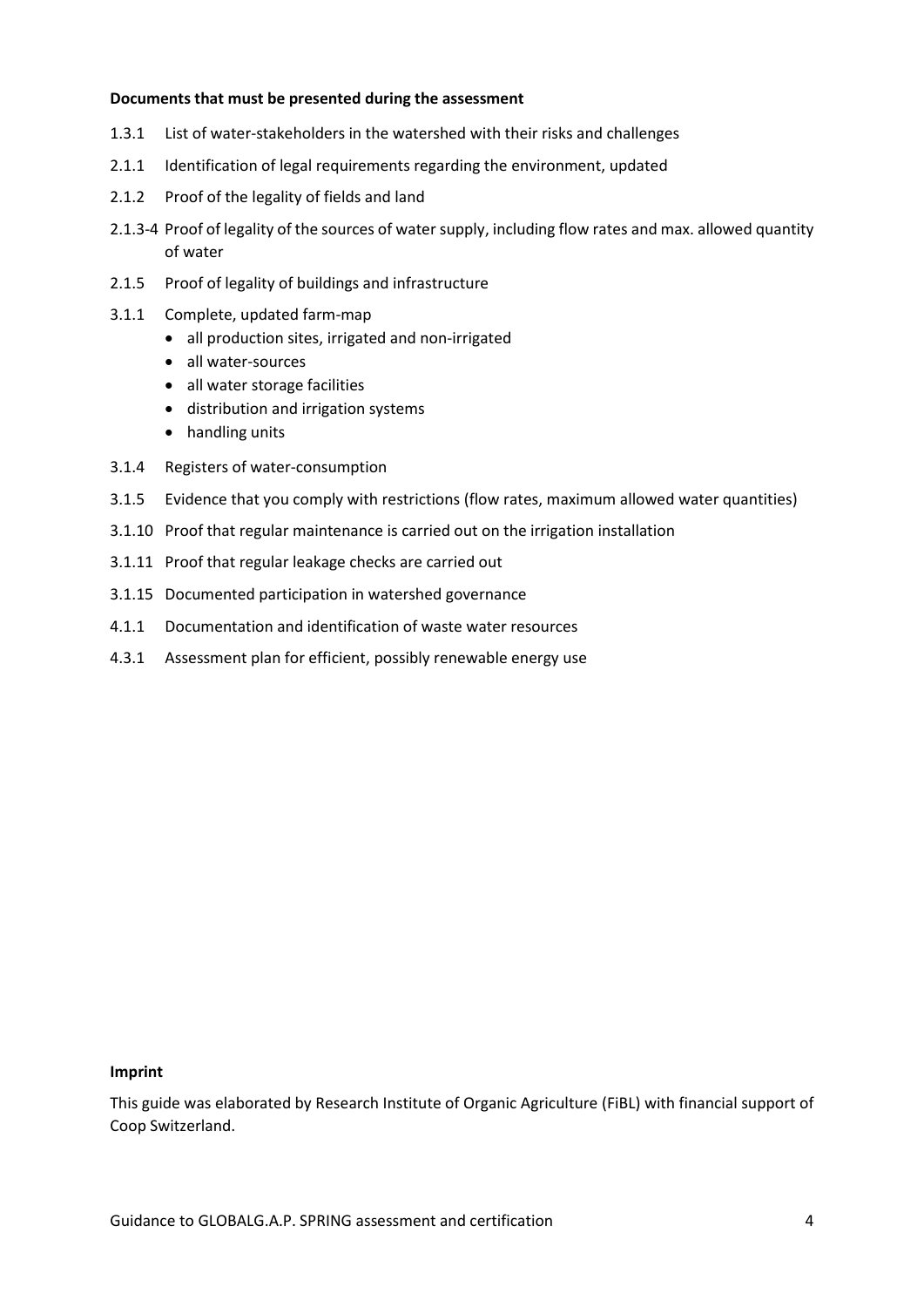**Documents that must be presented during the assessment**

1.3.1 List of water-stakeholders in the watershed with their risks and challenges

2.1.1 Identification of legal requirements regarding the environment, updated

2.1.2 Proof of the legality of fields and land

2.1.3-4 Proof of legality of the sources of water supply, including flow rates and max. allowed quantity of water

2.1.5 Proof of legality of buildings and infrastructure

3.1.1 Complete, updated farm-map

- all production sites, irrigated and non-irrigated
- all water-sources
- all water storage facilities
- distribution and irrigation systems
- handling units

3.1.4 Registers of water-consumption

3.1.5 Evidence that you comply with restrictions (flow rates, maximum allowed water quantities)

3.1.10 Proof that regular maintenance is carried out on the irrigation installation

3.1.11 Proof that regular leakage checks are carried out

3.1.15 Documented participation in watershed governance

4.1.1 Documentation and identification of waste water resources

4.3.1 Assessment plan for efficient, possibly renewable energy use

**Imprint**

This guide was elaborated by Research Institute of Organic Agriculture (FiBL) with financial support of Coop Switzerland.